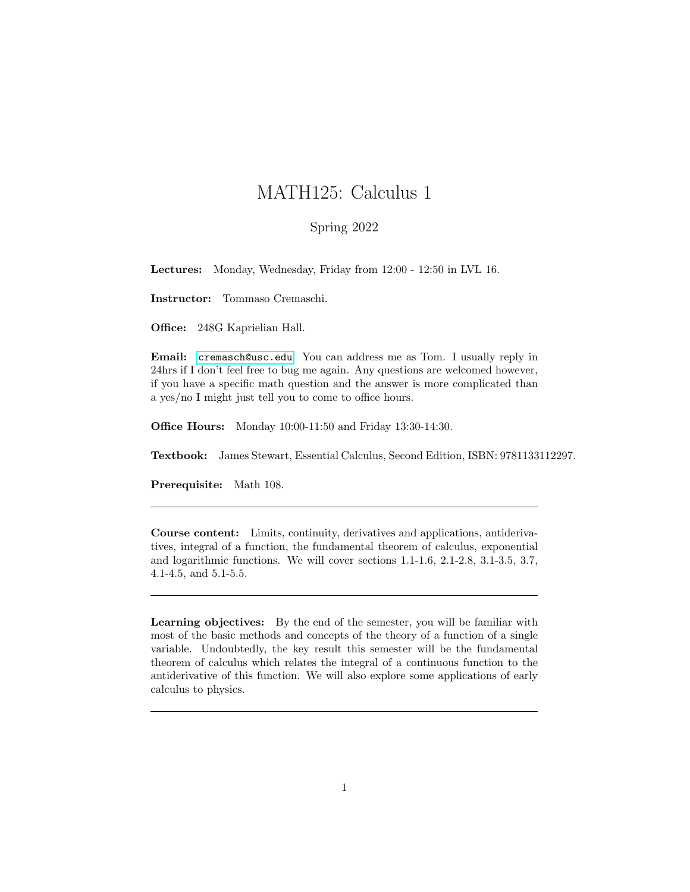# MATH125: Calculus 1

Spring 2022

**Lectures:** Monday, Wednesday, Friday from 12:00 - 12:50 in LVL 16.

**Instructor:** Tommaso Cremaschi.

**Office:** 248G Kaprielian Hall.

**Email:** `cremasch@usc.edu` You can address me as Tom. I usually reply in 24hrs if I don't feel free to bug me again. Any questions are welcomed however, if you have a specific math question and the answer is more complicated than a yes/no I might just tell you to come to office hours.

**Office Hours:** Monday 10:00-11:50 and Friday 13:30-14:30.

**Textbook:** James Stewart, Essential Calculus, Second Edition, ISBN: 9781133112297.

**Prerequisite:** Math 108.

---

**Course content:** Limits, continuity, derivatives and applications, antiderivatives, integral of a function, the fundamental theorem of calculus, exponential and logarithmic functions. We will cover sections 1.1-1.6, 2.1-2.8, 3.1-3.5, 3.7, 4.1-4.5, and 5.1-5.5.

---

**Learning objectives:** By the end of the semester, you will be familiar with most of the basic methods and concepts of the theory of a function of a single variable. Undoubtedly, the key result this semester will be the fundamental theorem of calculus which relates the integral of a continuous function to the antiderivative of this function. We will also explore some applications of early calculus to physics.

---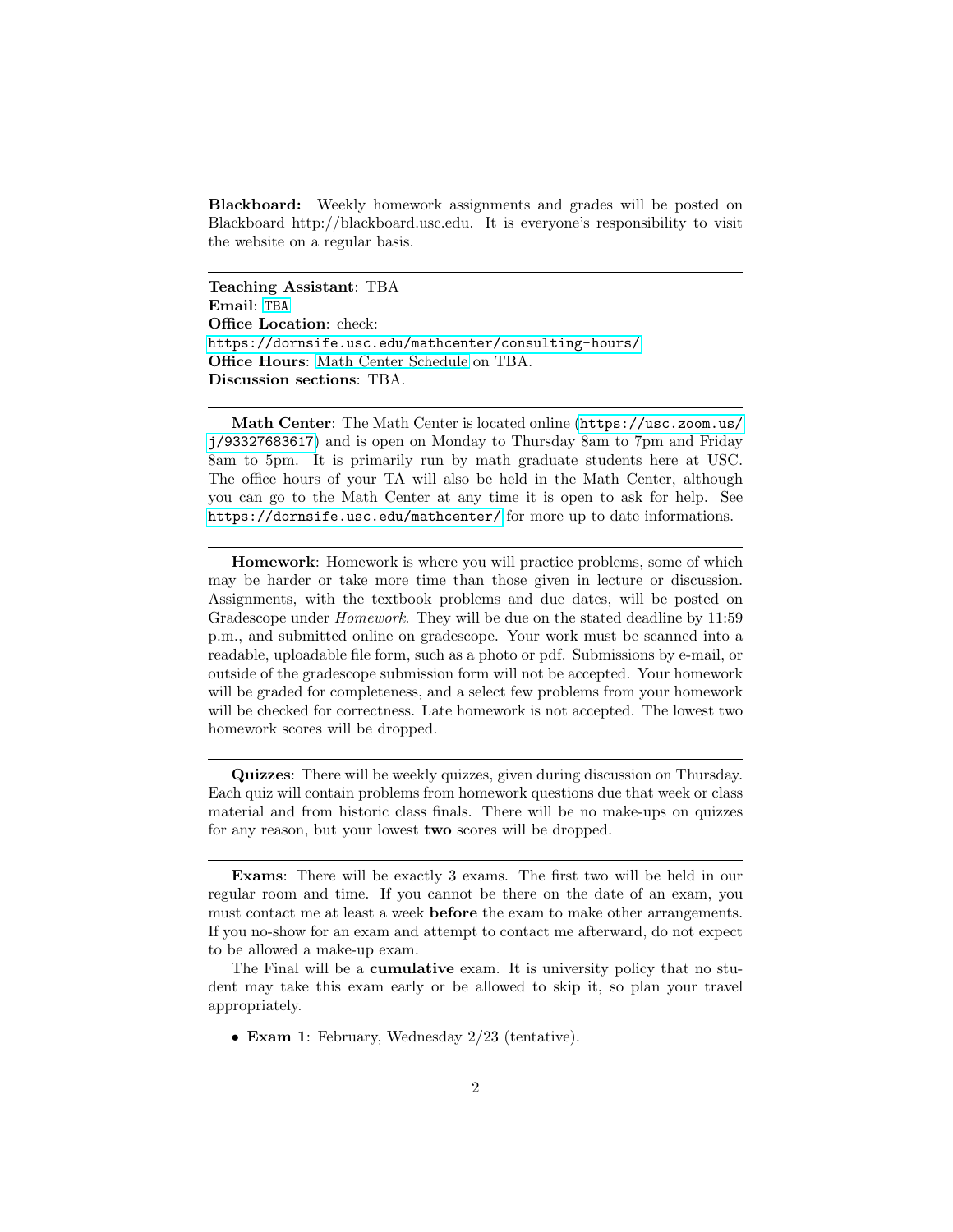**Blackboard:** Weekly homework assignments and grades will be posted on Blackboard http://blackboard.usc.edu. It is everyone's responsibility to visit the website on a regular basis.

---

**Teaching Assistant**: TBA
**Email**: TBA
**Office Location**: check:
https://dornsife.usc.edu/mathcenter/consulting-hours/
**Office Hours**: Math Center Schedule on TBA.
**Discussion sections**: TBA.

---

**Math Center**: The Math Center is located online (https://usc.zoom.us/j/93327683617) and is open on Monday to Thursday 8am to 7pm and Friday 8am to 5pm. It is primarily run by math graduate students here at USC. The office hours of your TA will also be held in the Math Center, although you can go to the Math Center at any time it is open to ask for help. See https://dornsife.usc.edu/mathcenter/ for more up to date informations.

---

**Homework**: Homework is where you will practice problems, some of which may be harder or take more time than those given in lecture or discussion. Assignments, with the textbook problems and due dates, will be posted on Gradescope under *Homework*. They will be due on the stated deadline by 11:59 p.m., and submitted online on gradescope. Your work must be scanned into a readable, uploadable file form, such as a photo or pdf. Submissions by e-mail, or outside of the gradescope submission form will not be accepted. Your homework will be graded for completeness, and a select few problems from your homework will be checked for correctness. Late homework is not accepted. The lowest two homework scores will be dropped.

---

**Quizzes**: There will be weekly quizzes, given during discussion on Thursday. Each quiz will contain problems from homework questions due that week or class material and from historic class finals. There will be no make-ups on quizzes for any reason, but your lowest **two** scores will be dropped.

---

**Exams**: There will be exactly 3 exams. The first two will be held in our regular room and time. If you cannot be there on the date of an exam, you must contact me at least a week **before** the exam to make other arrangements. If you no-show for an exam and attempt to contact me afterward, do not expect to be allowed a make-up exam.

The Final will be a **cumulative** exam. It is university policy that no student may take this exam early or be allowed to skip it, so plan your travel appropriately.

- **Exam 1**: February, Wednesday 2/23 (tentative).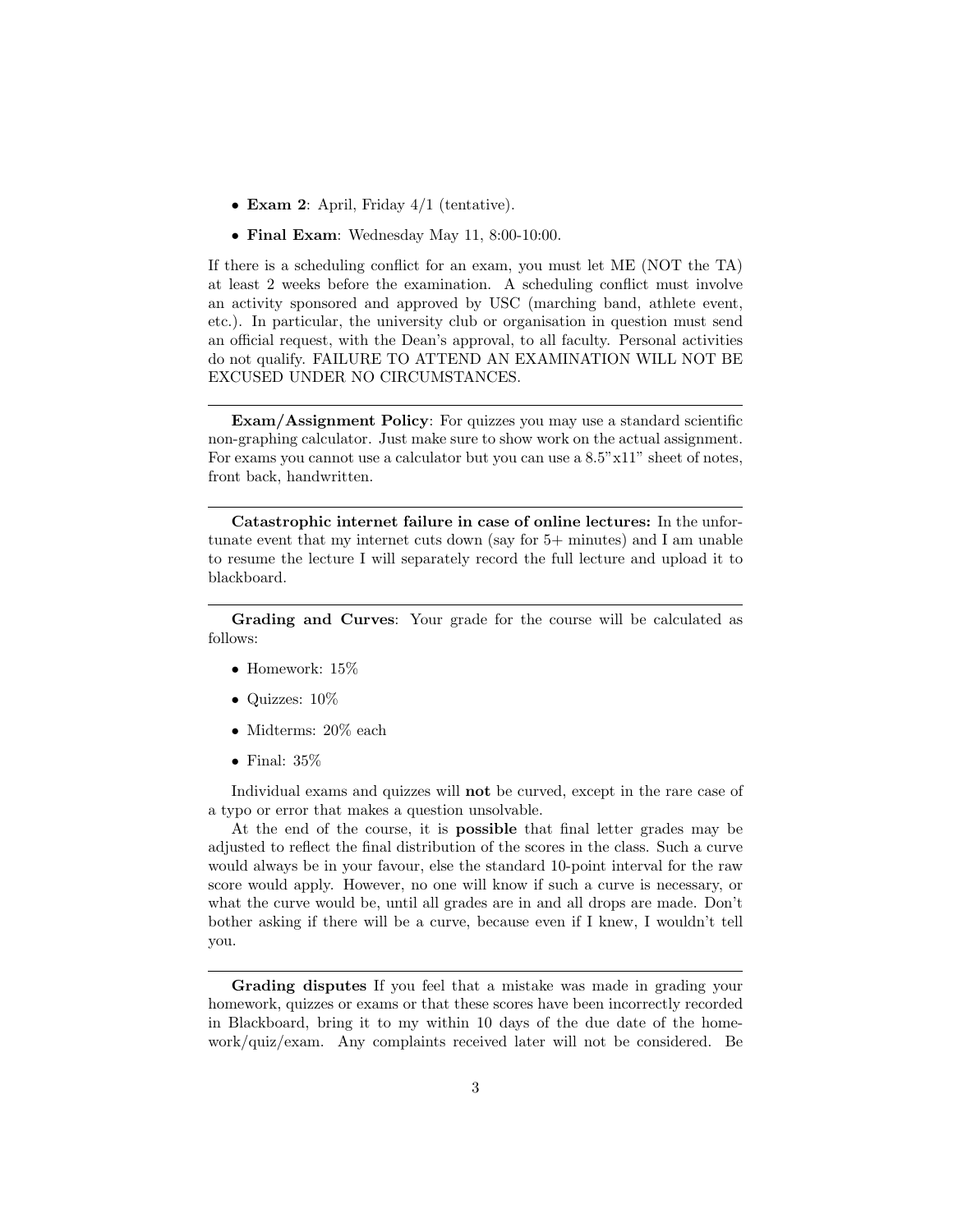- **Exam 2**: April, Friday 4/1 (tentative).
- **Final Exam**: Wednesday May 11, 8:00-10:00.

If there is a scheduling conflict for an exam, you must let ME (NOT the TA) at least 2 weeks before the examination. A scheduling conflict must involve an activity sponsored and approved by USC (marching band, athlete event, etc.). In particular, the university club or organisation in question must send an official request, with the Dean's approval, to all faculty. Personal activities do not qualify. FAILURE TO ATTEND AN EXAMINATION WILL NOT BE EXCUSED UNDER NO CIRCUMSTANCES.

---

**Exam/Assignment Policy**: For quizzes you may use a standard scientific non-graphing calculator. Just make sure to show work on the actual assignment. For exams you cannot use a calculator but you can use a 8.5"x11" sheet of notes, front back, handwritten.

---

**Catastrophic internet failure in case of online lectures:** In the unfortunate event that my internet cuts down (say for 5+ minutes) and I am unable to resume the lecture I will separately record the full lecture and upload it to blackboard.

---

**Grading and Curves**: Your grade for the course will be calculated as follows:

- Homework: 15%
- Quizzes: 10%
- Midterms: 20% each
- Final: 35%

Individual exams and quizzes will **not** be curved, except in the rare case of a typo or error that makes a question unsolvable.

At the end of the course, it is **possible** that final letter grades may be adjusted to reflect the final distribution of the scores in the class. Such a curve would always be in your favour, else the standard 10-point interval for the raw score would apply. However, no one will know if such a curve is necessary, or what the curve would be, until all grades are in and all drops are made. Don't bother asking if there will be a curve, because even if I knew, I wouldn't tell you.

---

**Grading disputes** If you feel that a mistake was made in grading your homework, quizzes or exams or that these scores have been incorrectly recorded in Blackboard, bring it to my within 10 days of the due date of the homework/quiz/exam. Any complaints received later will not be considered. Be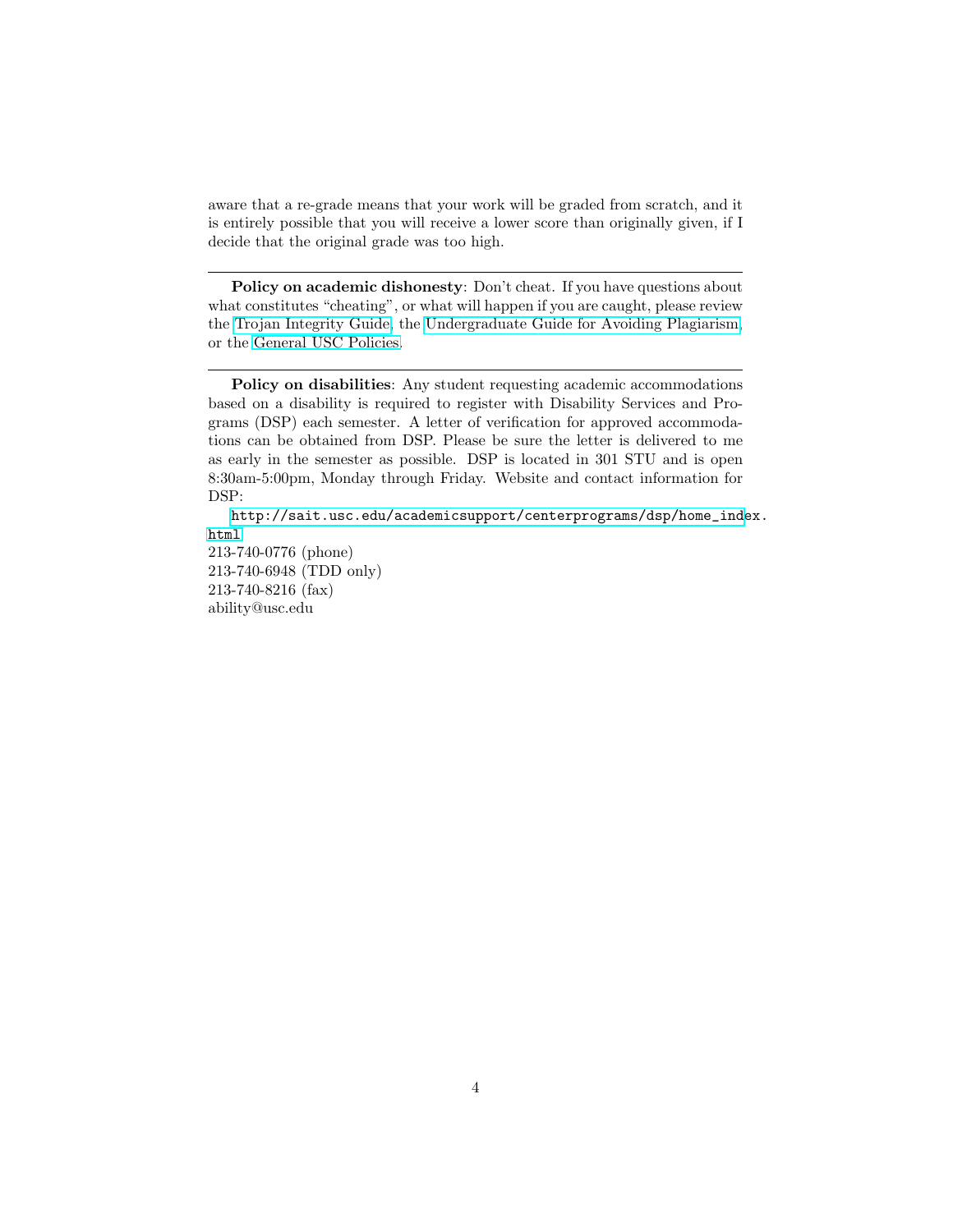aware that a re-grade means that your work will be graded from scratch, and it is entirely possible that you will receive a lower score than originally given, if I decide that the original grade was too high.

---

**Policy on academic dishonesty**: Don't cheat. If you have questions about what constitutes "cheating", or what will happen if you are caught, please review the Trojan Integrity Guide, the Undergraduate Guide for Avoiding Plagiarism, or the General USC Policies.

---

**Policy on disabilities**: Any student requesting academic accommodations based on a disability is required to register with Disability Services and Programs (DSP) each semester. A letter of verification for approved accommodations can be obtained from DSP. Please be sure the letter is delivered to me as early in the semester as possible. DSP is located in 301 STU and is open 8:30am-5:00pm, Monday through Friday. Website and contact information for DSP:

http://sait.usc.edu/academicsupport/centerprograms/dsp/home_index.html
213-740-0776 (phone)
213-740-6948 (TDD only)
213-740-8216 (fax)
ability@usc.edu